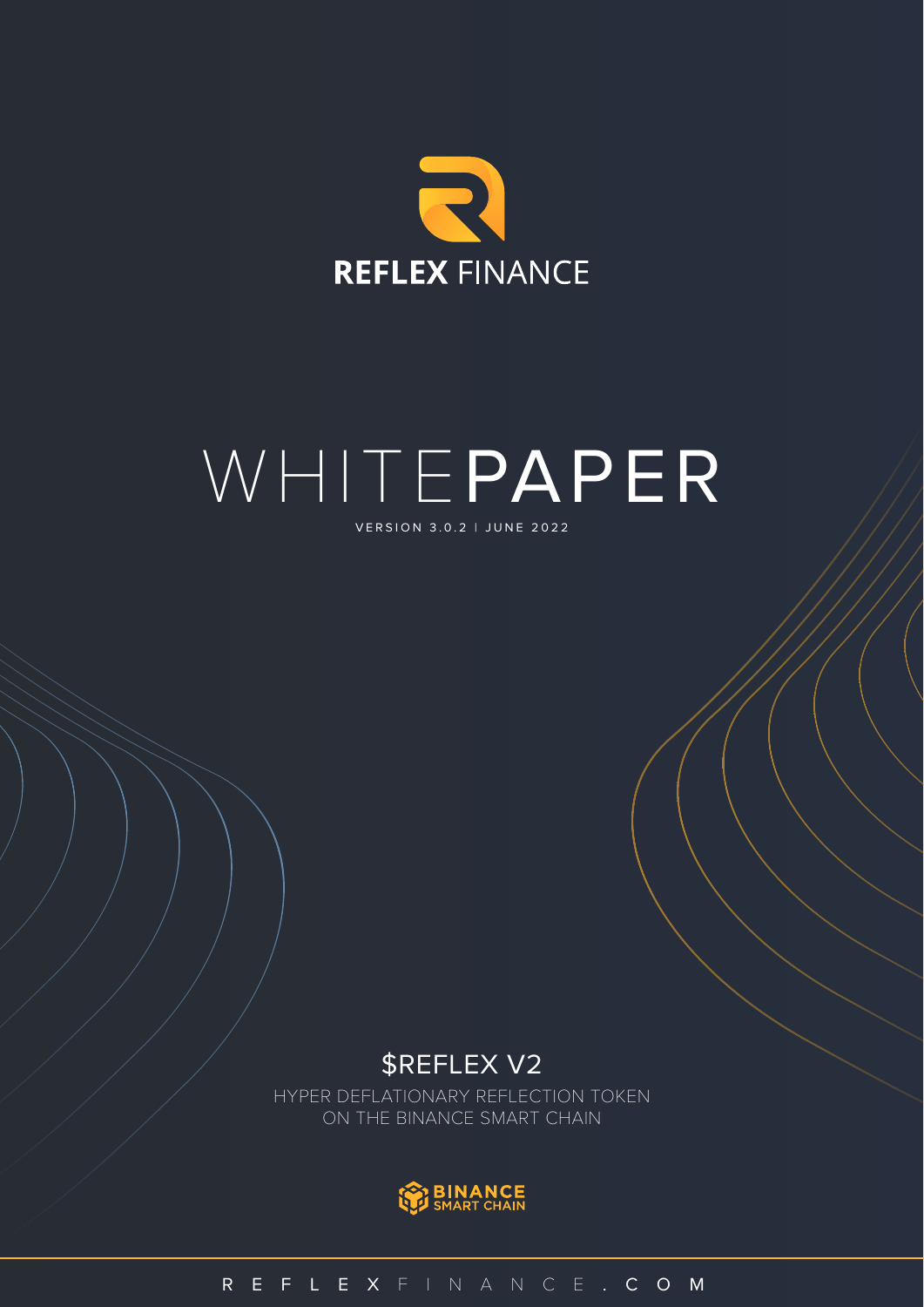# REFLEX FINANCE

# WHITEPAPER

VERSION 3.0.2 | JUNE 2022

## $REFLEX V2

HYPER DEFLATIONARY REFLECTION TOKEN
ON THE BINANCE SMART CHAIN

BINANCE SMART CHAIN

REFLEXFINANCE.COM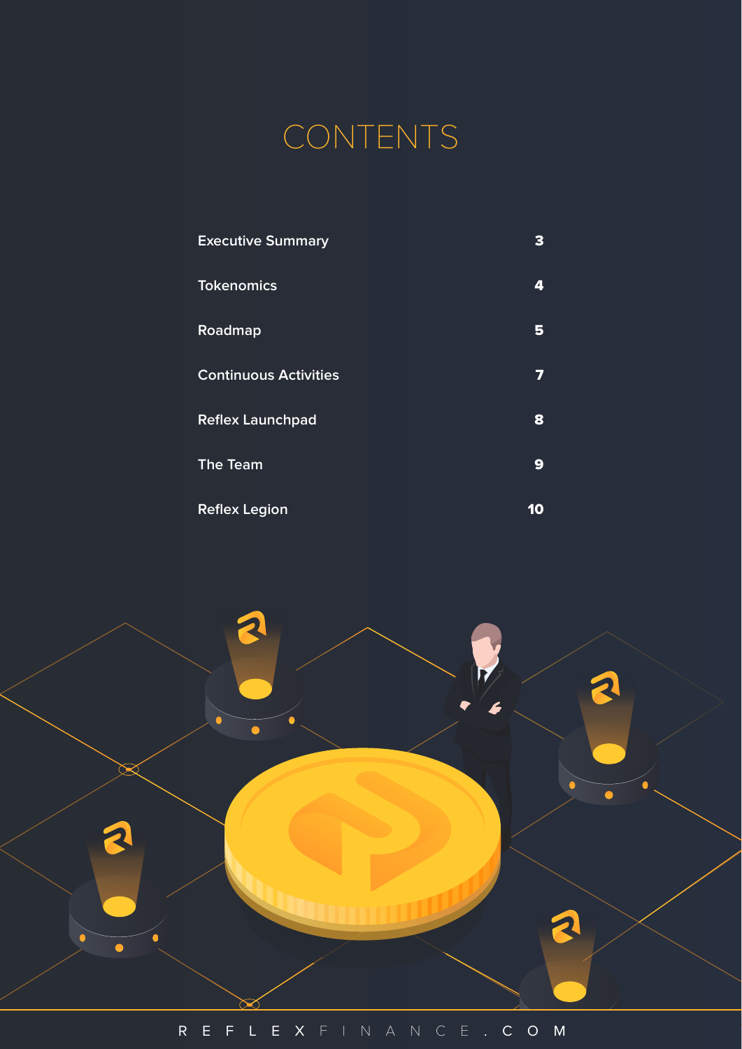# CONTENTS

| | |
|---|---|
| Executive Summary | 3 |
| Tokenomics | 4 |
| Roadmap | 5 |
| Continuous Activities | 7 |
| Reflex Launchpad | 8 |
| The Team | 9 |
| Reflex Legion | 10 |

REFLEXFINANCE.COM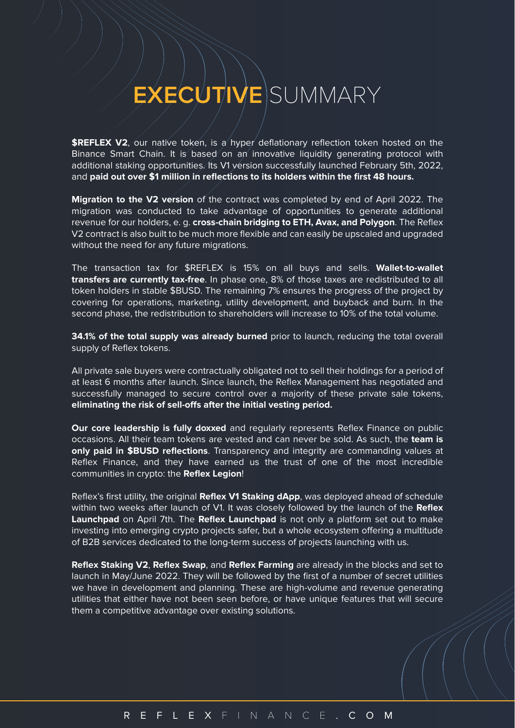# EXECUTIVE SUMMARY

**$REFLEX V2**, our native token, is a hyper deflationary reflection token hosted on the Binance Smart Chain. It is based on an innovative liquidity generating protocol with additional staking opportunities. Its V1 version successfully launched February 5th, 2022, and **paid out over $1 million in reflections to its holders within the first 48 hours.**

**Migration to the V2 version** of the contract was completed by end of April 2022. The migration was conducted to take advantage of opportunities to generate additional revenue for our holders, e. g. **cross-chain bridging to ETH, Avax, and Polygon**. The Reflex V2 contract is also built to be much more flexible and can easily be upscaled and upgraded without the need for any future migrations.

The transaction tax for $REFLEX is 15% on all buys and sells. **Wallet-to-wallet transfers are currently tax-free**. In phase one, 8% of those taxes are redistributed to all token holders in stable $BUSD. The remaining 7% ensures the progress of the project by covering for operations, marketing, utility development, and buyback and burn. In the second phase, the redistribution to shareholders will increase to 10% of the total volume.

**34.1% of the total supply was already burned** prior to launch, reducing the total overall supply of Reflex tokens.

All private sale buyers were contractually obligated not to sell their holdings for a period of at least 6 months after launch. Since launch, the Reflex Management has negotiated and successfully managed to secure control over a majority of these private sale tokens, **eliminating the risk of sell-offs after the initial vesting period.**

**Our core leadership is fully doxxed** and regularly represents Reflex Finance on public occasions. All their team tokens are vested and can never be sold. As such, the **team is only paid in $BUSD reflections**. Transparency and integrity are commanding values at Reflex Finance, and they have earned us the trust of one of the most incredible communities in crypto: the **Reflex Legion**!

Reflex's first utility, the original **Reflex V1 Staking dApp**, was deployed ahead of schedule within two weeks after launch of V1. It was closely followed by the launch of the **Reflex Launchpad** on April 7th. The **Reflex Launchpad** is not only a platform set out to make investing into emerging crypto projects safer, but a whole ecosystem offering a multitude of B2B services dedicated to the long-term success of projects launching with us.

**Reflex Staking V2**, **Reflex Swap**, and **Reflex Farming** are already in the blocks and set to launch in May/June 2022. They will be followed by the first of a number of secret utilities we have in development and planning. These are high-volume and revenue generating utilities that either have not been seen before, or have unique features that will secure them a competitive advantage over existing solutions.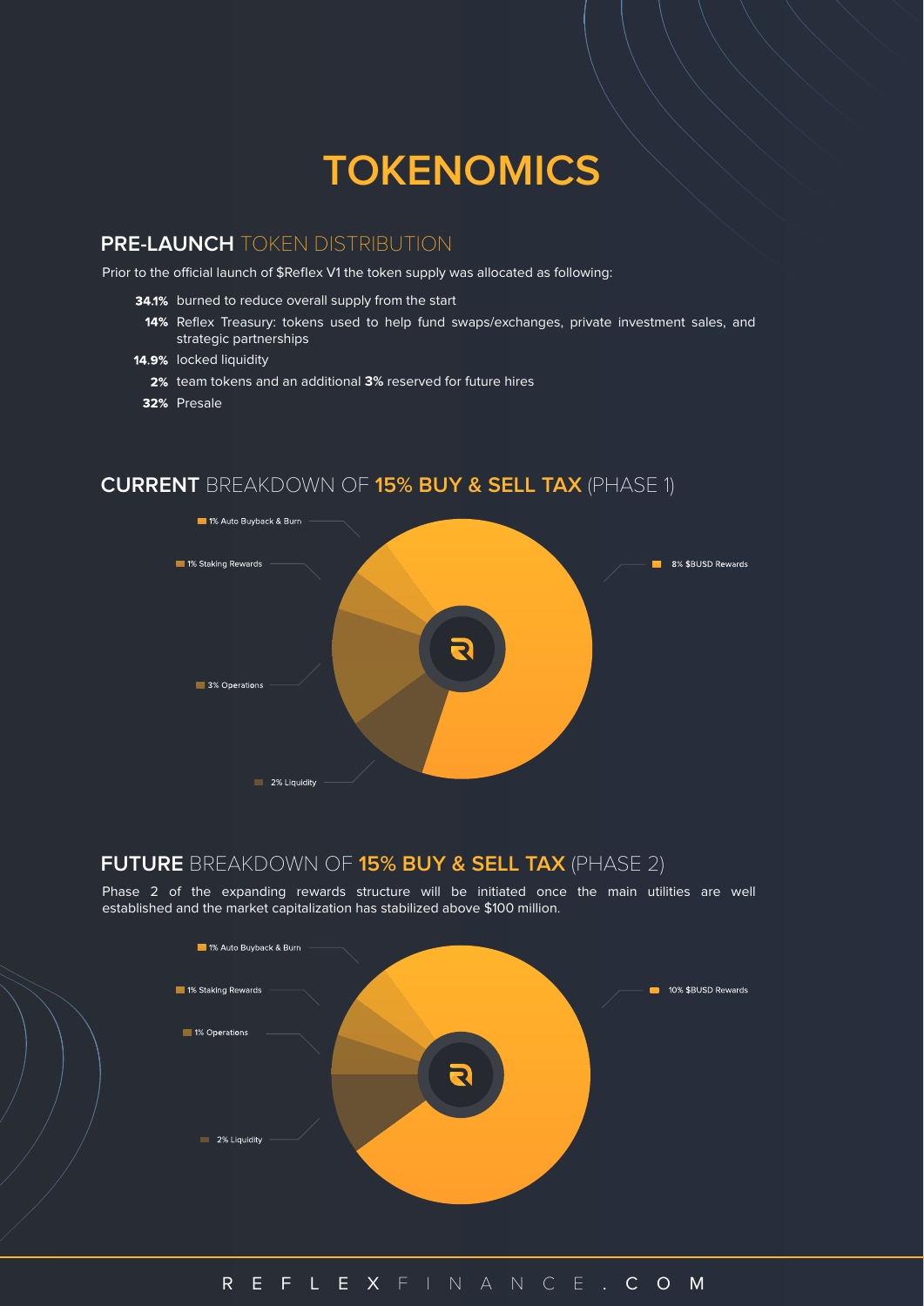# TOKENOMICS

## PRE-LAUNCH TOKEN DISTRIBUTION

Prior to the official launch of $Reflex V1 the token supply was allocated as following:

- **34.1%** burned to reduce overall supply from the start
- **14%** Reflex Treasury: tokens used to help fund swaps/exchanges, private investment sales, and strategic partnerships
- **14.9%** locked liquidity
- **2%** team tokens and an additional **3%** reserved for future hires
- **32%** Presale

## CURRENT BREAKDOWN OF 15% BUY & SELL TAX (PHASE 1)

- 1% Auto Buyback & Burn
- 1% Staking Rewards
- 3% Operations
- 2% Liquidity
- 8% $BUSD Rewards

## FUTURE BREAKDOWN OF 15% BUY & SELL TAX (PHASE 2)

Phase 2 of the expanding rewards structure will be initiated once the main utilities are well established and the market capitalization has stabilized above $100 million.

- 1% Auto Buyback & Burn
- 1% Staking Rewards
- 1% Operations
- 2% Liquidity
- 10% $BUSD Rewards

REFLEXFINANCE.COM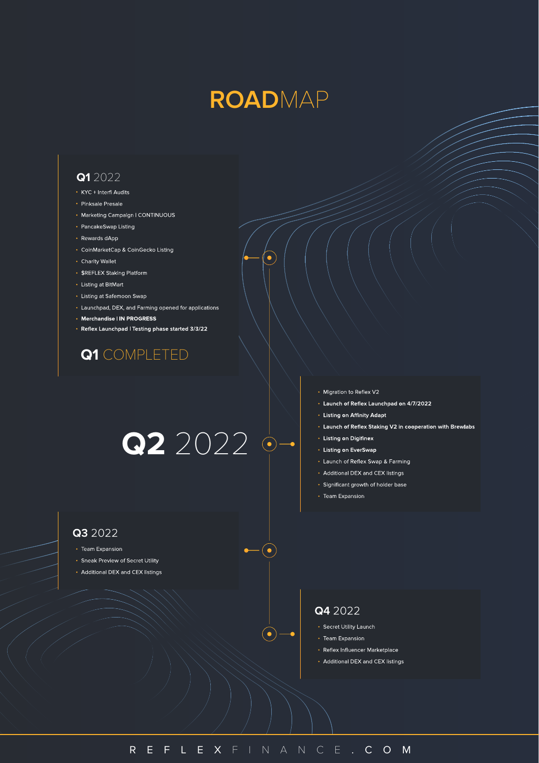# ROADMAP

## Q1 2022

- KYC + Interfi Audits
- Pinksale Presale
- Marketing Campaign I CONTINUOUS
- PancakeSwap Listing
- Rewards dApp
- CoinMarketCap & CoinGecko Listing
- Charity Wallet
- $REFLEX Staking Platform
- Listing at BitMart
- Listing at Safemoon Swap
- Launchpad, DEX, and Farming opened for applications
- **Merchandise I IN PROGRESS**
- **Reflex Launchpad I Testing phase started 3/3/22**

## Q1 COMPLETED

## Q2 2022

- Migration to Reflex V2
- **Launch of Reflex Launchpad on 4/7/2022**
- **Listing on Affinity Adapt**
- **Launch of Reflex Staking V2 in cooperation with Brewlabs**
- **Listing on Digifinex**
- **Listing on EverSwap**
- Launch of Reflex Swap & Farming
- Additional DEX and CEX listings
- Significant growth of holder base
- Team Expansion

## Q3 2022

- Team Expansion
- Sneak Preview of Secret Utility
- Additional DEX and CEX listings

## Q4 2022

- Secret Utility Launch
- Team Expansion
- Reflex Influencer Marketplace
- Additional DEX and CEX listings

REFLEXFINANCE.COM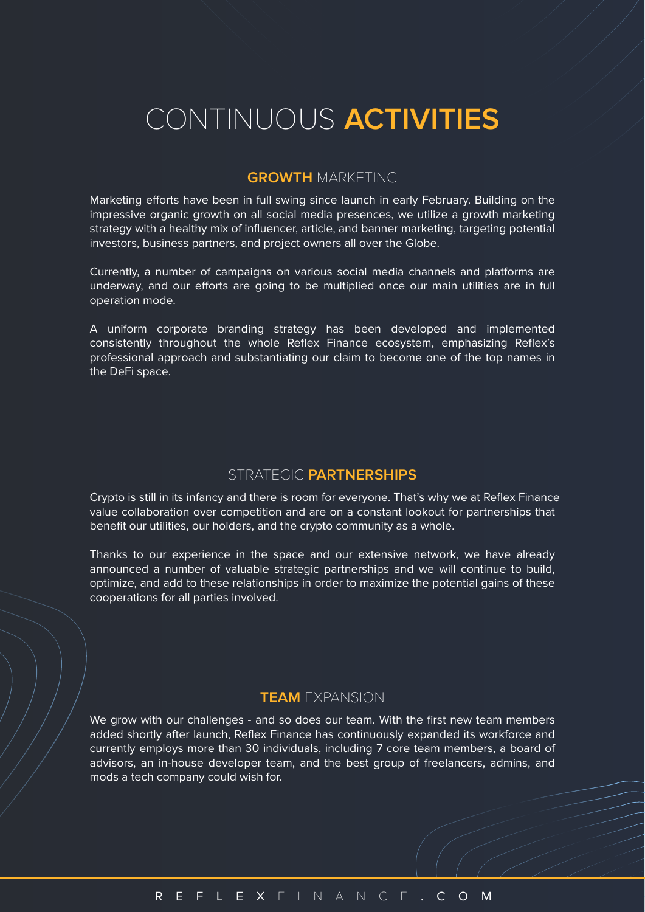# CONTINUOUS **ACTIVITIES**

## **GROWTH** MARKETING

Marketing efforts have been in full swing since launch in early February. Building on the impressive organic growth on all social media presences, we utilize a growth marketing strategy with a healthy mix of influencer, article, and banner marketing, targeting potential investors, business partners, and project owners all over the Globe.

Currently, a number of campaigns on various social media channels and platforms are underway, and our efforts are going to be multiplied once our main utilities are in full operation mode.

A uniform corporate branding strategy has been developed and implemented consistently throughout the whole Reflex Finance ecosystem, emphasizing Reflex's professional approach and substantiating our claim to become one of the top names in the DeFi space.

## STRATEGIC **PARTNERSHIPS**

Crypto is still in its infancy and there is room for everyone. That's why we at Reflex Finance value collaboration over competition and are on a constant lookout for partnerships that benefit our utilities, our holders, and the crypto community as a whole.

Thanks to our experience in the space and our extensive network, we have already announced a number of valuable strategic partnerships and we will continue to build, optimize, and add to these relationships in order to maximize the potential gains of these cooperations for all parties involved.

## **TEAM** EXPANSION

We grow with our challenges - and so does our team. With the first new team members added shortly after launch, Reflex Finance has continuously expanded its workforce and currently employs more than 30 individuals, including 7 core team members, a board of advisors, an in-house developer team, and the best group of freelancers, admins, and mods a tech company could wish for.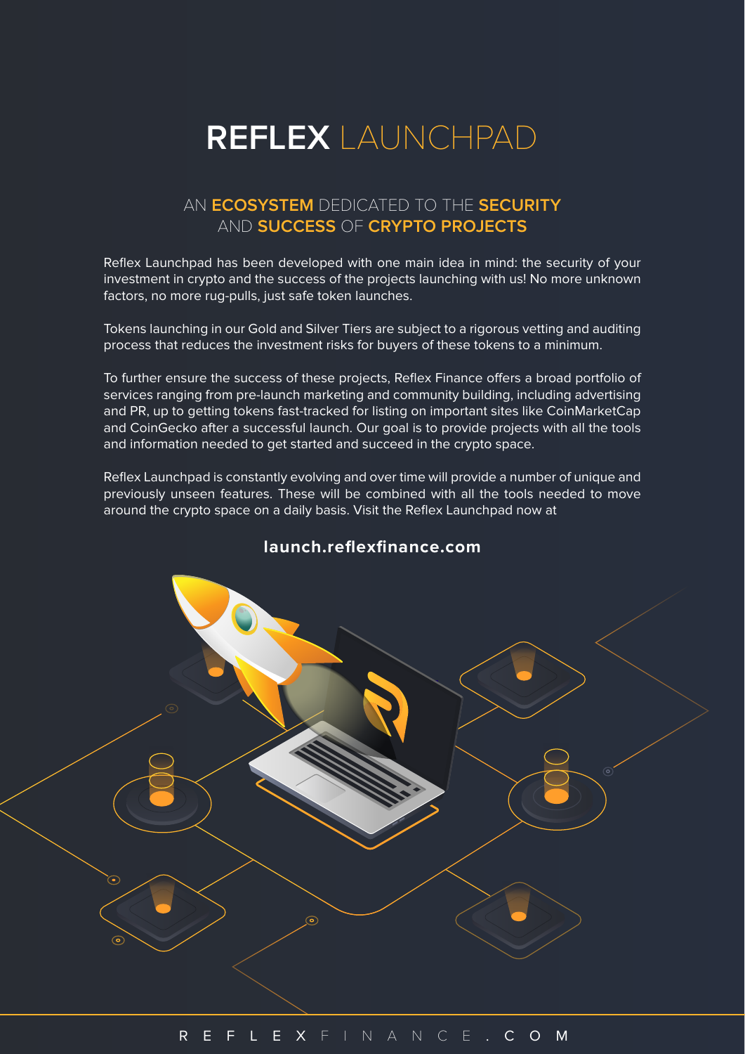# REFLEX LAUNCHPAD

## AN **ECOSYSTEM** DEDICATED TO THE **SECURITY** AND **SUCCESS** OF **CRYPTO PROJECTS**

Reflex Launchpad has been developed with one main idea in mind: the security of your investment in crypto and the success of the projects launching with us! No more unknown factors, no more rug-pulls, just safe token launches.

Tokens launching in our Gold and Silver Tiers are subject to a rigorous vetting and auditing process that reduces the investment risks for buyers of these tokens to a minimum.

To further ensure the success of these projects, Reflex Finance offers a broad portfolio of services ranging from pre-launch marketing and community building, including advertising and PR, up to getting tokens fast-tracked for listing on important sites like CoinMarketCap and CoinGecko after a successful launch. Our goal is to provide projects with all the tools and information needed to get started and succeed in the crypto space.

Reflex Launchpad is constantly evolving and over time will provide a number of unique and previously unseen features. These will be combined with all the tools needed to move around the crypto space on a daily basis. Visit the Reflex Launchpad now at

**launch.reflexfinance.com**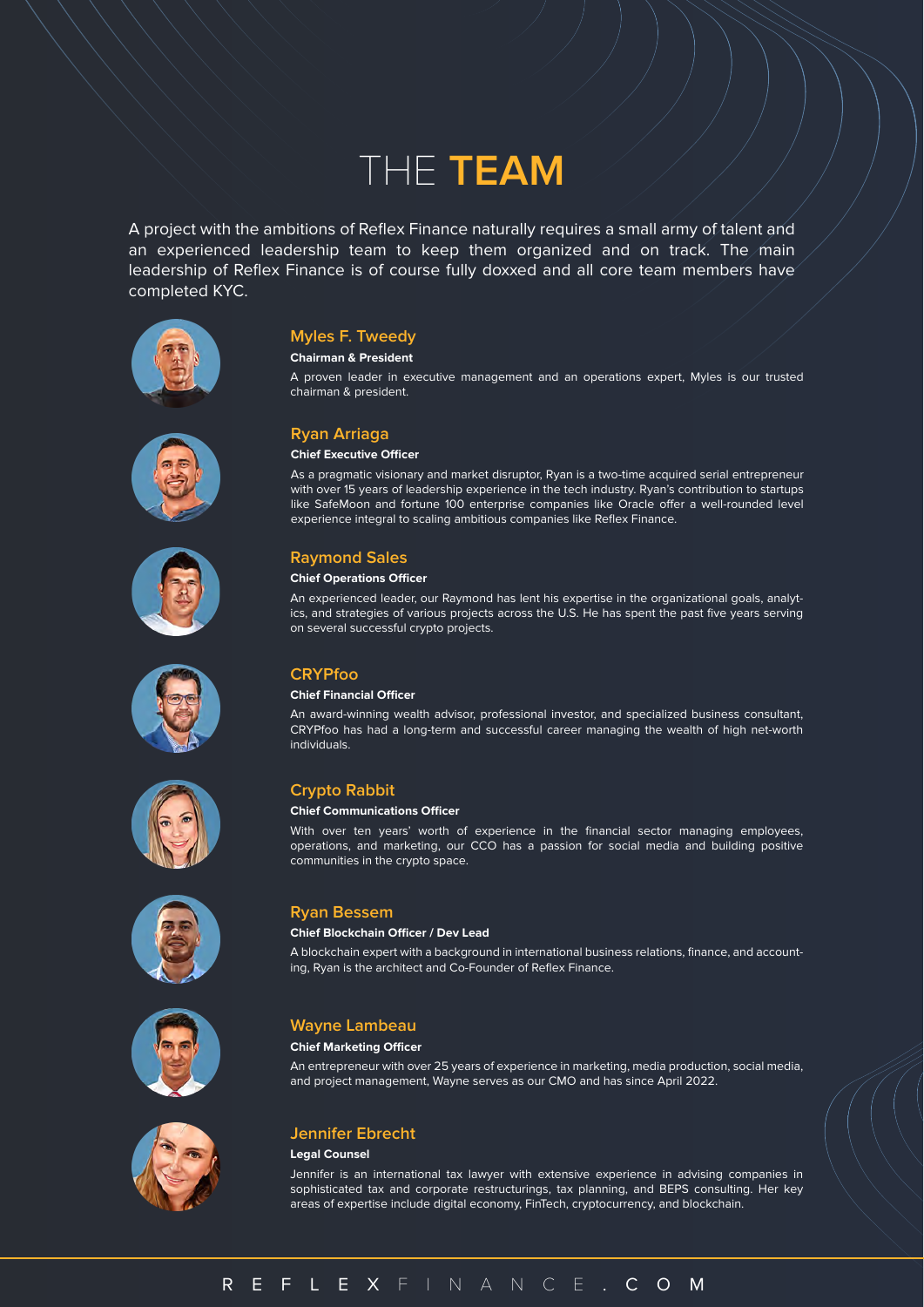# THE **TEAM**

A project with the ambitions of Reflex Finance naturally requires a small army of talent and an experienced leadership team to keep them organized and on track. The main leadership of Reflex Finance is of course fully doxxed and all core team members have completed KYC.

## Myles F. Tweedy

**Chairman & President**

A proven leader in executive management and an operations expert, Myles is our trusted chairman & president.

## Ryan Arriaga

**Chief Executive Officer**

As a pragmatic visionary and market disruptor, Ryan is a two-time acquired serial entrepreneur with over 15 years of leadership experience in the tech industry. Ryan's contribution to startups like SafeMoon and fortune 100 enterprise companies like Oracle offer a well-rounded level experience integral to scaling ambitious companies like Reflex Finance.

## Raymond Sales

**Chief Operations Officer**

An experienced leader, our Raymond has lent his expertise in the organizational goals, analytics, and strategies of various projects across the U.S. He has spent the past five years serving on several successful crypto projects.

## CRYPfoo

**Chief Financial Officer**

An award-winning wealth advisor, professional investor, and specialized business consultant, CRYPfoo has had a long-term and successful career managing the wealth of high net-worth individuals.

## Crypto Rabbit

**Chief Communications Officer**

With over ten years' worth of experience in the financial sector managing employees, operations, and marketing, our CCO has a passion for social media and building positive communities in the crypto space.

## Ryan Bessem

**Chief Blockchain Officer / Dev Lead**

A blockchain expert with a background in international business relations, finance, and accounting, Ryan is the architect and Co-Founder of Reflex Finance.

## Wayne Lambeau

**Chief Marketing Officer**

An entrepreneur with over 25 years of experience in marketing, media production, social media, and project management, Wayne serves as our CMO and has since April 2022.

## Jennifer Ebrecht

**Legal Counsel**

Jennifer is an international tax lawyer with extensive experience in advising companies in sophisticated tax and corporate restructurings, tax planning, and BEPS consulting. Her key areas of expertise include digital economy, FinTech, cryptocurrency, and blockchain.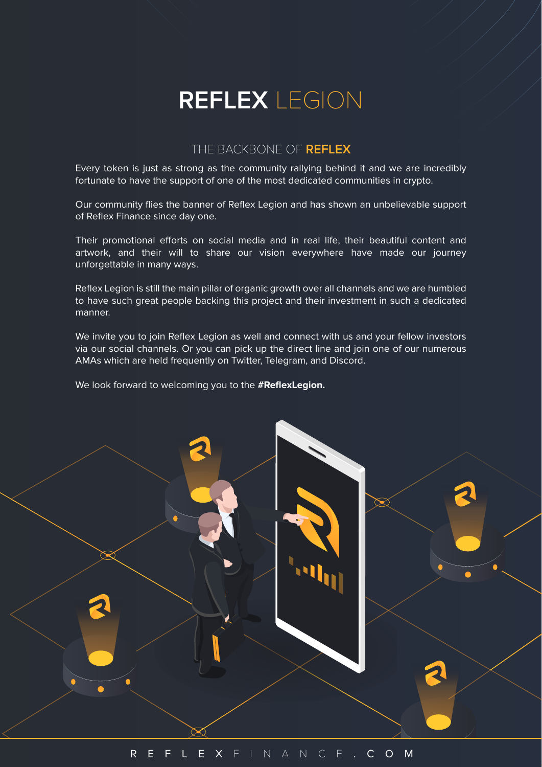# **REFLEX** LEGION

## THE BACKBONE OF **REFLEX**

Every token is just as strong as the community rallying behind it and we are incredibly fortunate to have the support of one of the most dedicated communities in crypto.

Our community flies the banner of Reflex Legion and has shown an unbelievable support of Reflex Finance since day one.

Their promotional efforts on social media and in real life, their beautiful content and artwork, and their will to share our vision everywhere have made our journey unforgettable in many ways.

Reflex Legion is still the main pillar of organic growth over all channels and we are humbled to have such great people backing this project and their investment in such a dedicated manner.

We invite you to join Reflex Legion as well and connect with us and your fellow investors via our social channels. Or you can pick up the direct line and join one of our numerous AMAs which are held frequently on Twitter, Telegram, and Discord.

We look forward to welcoming you to the **#ReflexLegion.**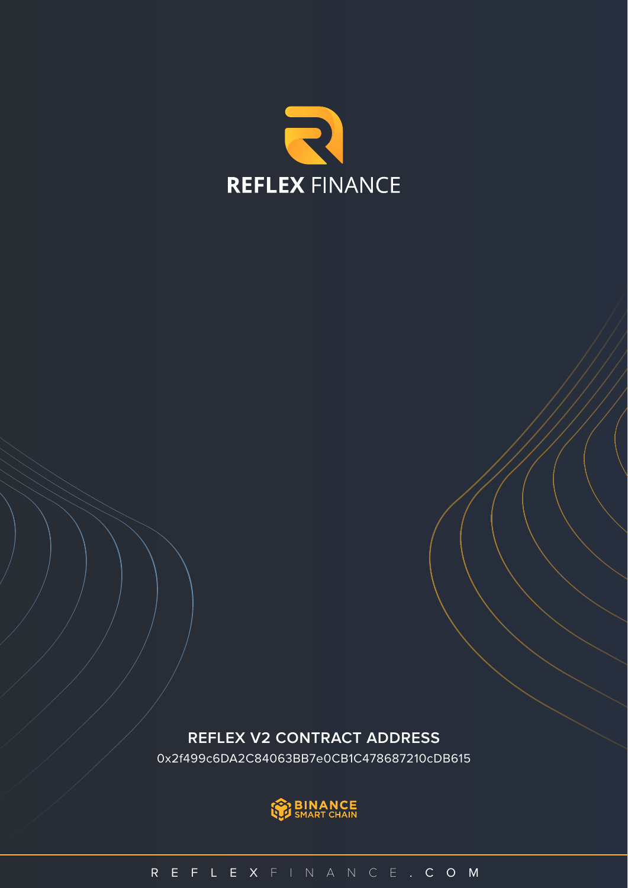# REFLEX FINANCE

**REFLEX V2 CONTRACT ADDRESS**

0x2f499c6DA2C84063BB7e0CB1C478687210cDB615

BINANCE SMART CHAIN

REFLEXFINANCE.COM